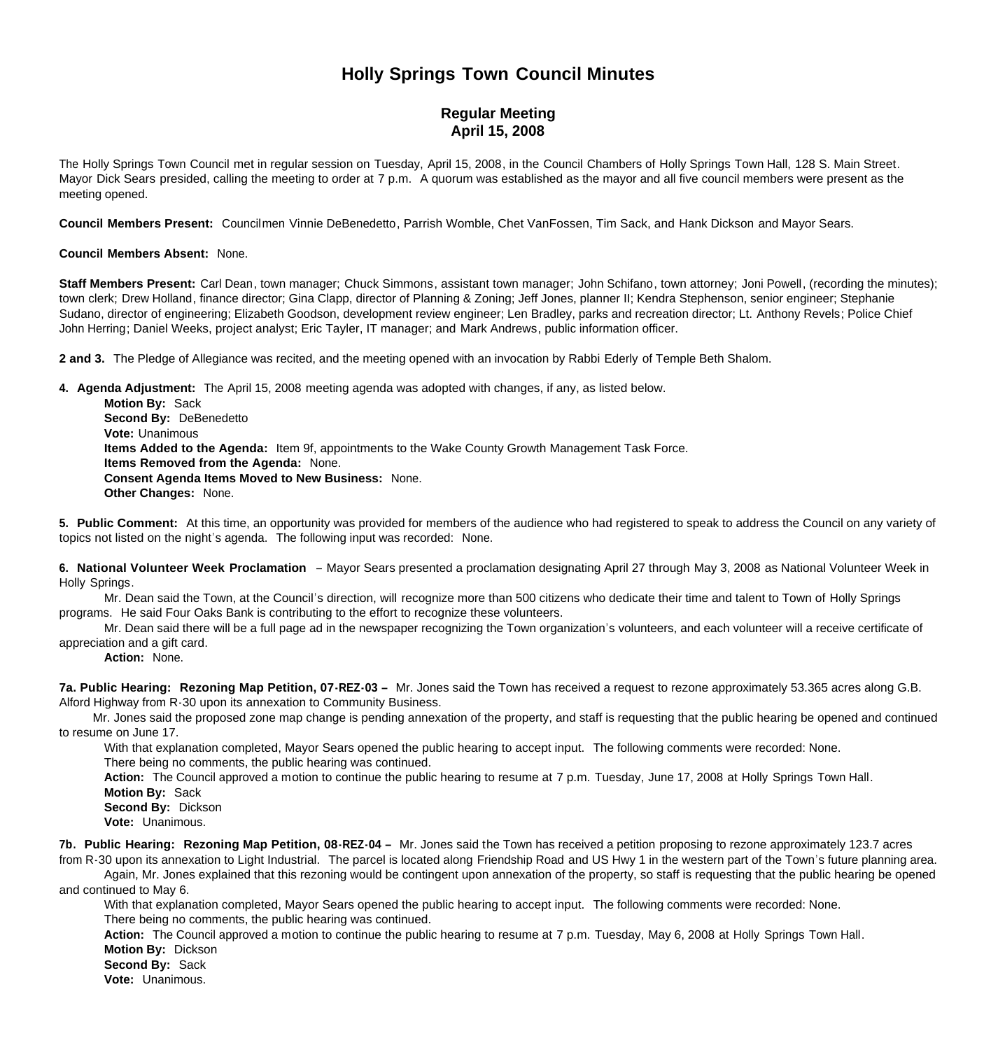# Holly Springs Town Council Minutes

## Regular Meeting
## April 15, 2008

The Holly Springs Town Council met in regular session on Tuesday, April 15, 2008, in the Council Chambers of Holly Springs Town Hall, 128 S. Main Street. Mayor Dick Sears presided, calling the meeting to order at 7 p.m. A quorum was established as the mayor and all five council members were present as the meeting opened.

**Council Members Present:** Councilmen Vinnie DeBenedetto, Parrish Womble, Chet VanFossen, Tim Sack, and Hank Dickson and Mayor Sears.

**Council Members Absent:** None.

**Staff Members Present:** Carl Dean, town manager; Chuck Simmons, assistant town manager; John Schifano, town attorney; Joni Powell, (recording the minutes); town clerk; Drew Holland, finance director; Gina Clapp, director of Planning & Zoning; Jeff Jones, planner II; Kendra Stephenson, senior engineer; Stephanie Sudano, director of engineering; Elizabeth Goodson, development review engineer; Len Bradley, parks and recreation director; Lt. Anthony Revels; Police Chief John Herring; Daniel Weeks, project analyst; Eric Tayler, IT manager; and Mark Andrews, public information officer.

**2 and 3.** The Pledge of Allegiance was recited, and the meeting opened with an invocation by Rabbi Ederly of Temple Beth Shalom.

**4. Agenda Adjustment:** The April 15, 2008 meeting agenda was adopted with changes, if any, as listed below.
**Motion By:** Sack
**Second By:** DeBenedetto
**Vote:** Unanimous
**Items Added to the Agenda:** Item 9f, appointments to the Wake County Growth Management Task Force.
**Items Removed from the Agenda:** None.
**Consent Agenda Items Moved to New Business:** None.
**Other Changes:** None.

**5. Public Comment:** At this time, an opportunity was provided for members of the audience who had registered to speak to address the Council on any variety of topics not listed on the night's agenda. The following input was recorded: None.

**6. National Volunteer Week Proclamation** – Mayor Sears presented a proclamation designating April 27 through May 3, 2008 as National Volunteer Week in Holly Springs.

Mr. Dean said the Town, at the Council's direction, will recognize more than 500 citizens who dedicate their time and talent to Town of Holly Springs programs. He said Four Oaks Bank is contributing to the effort to recognize these volunteers.

Mr. Dean said there will be a full page ad in the newspaper recognizing the Town organization's volunteers, and each volunteer will a receive certificate of appreciation and a gift card.

**Action:** None.

**7a. Public Hearing: Rezoning Map Petition, 07-REZ-03 –** Mr. Jones said the Town has received a request to rezone approximately 53.365 acres along G.B. Alford Highway from R-30 upon its annexation to Community Business.

Mr. Jones said the proposed zone map change is pending annexation of the property, and staff is requesting that the public hearing be opened and continued to resume on June 17.

With that explanation completed, Mayor Sears opened the public hearing to accept input. The following comments were recorded: None.

There being no comments, the public hearing was continued.

**Action:** The Council approved a motion to continue the public hearing to resume at 7 p.m. Tuesday, June 17, 2008 at Holly Springs Town Hall.
**Motion By:** Sack
**Second By:** Dickson
**Vote:** Unanimous.

**7b. Public Hearing: Rezoning Map Petition, 08-REZ-04 –** Mr. Jones said the Town has received a petition proposing to rezone approximately 123.7 acres from R-30 upon its annexation to Light Industrial. The parcel is located along Friendship Road and US Hwy 1 in the western part of the Town's future planning area.

Again, Mr. Jones explained that this rezoning would be contingent upon annexation of the property, so staff is requesting that the public hearing be opened and continued to May 6.

With that explanation completed, Mayor Sears opened the public hearing to accept input. The following comments were recorded: None.

There being no comments, the public hearing was continued.

**Action:** The Council approved a motion to continue the public hearing to resume at 7 p.m. Tuesday, May 6, 2008 at Holly Springs Town Hall.
**Motion By:** Dickson
**Second By:** Sack
**Vote:** Unanimous.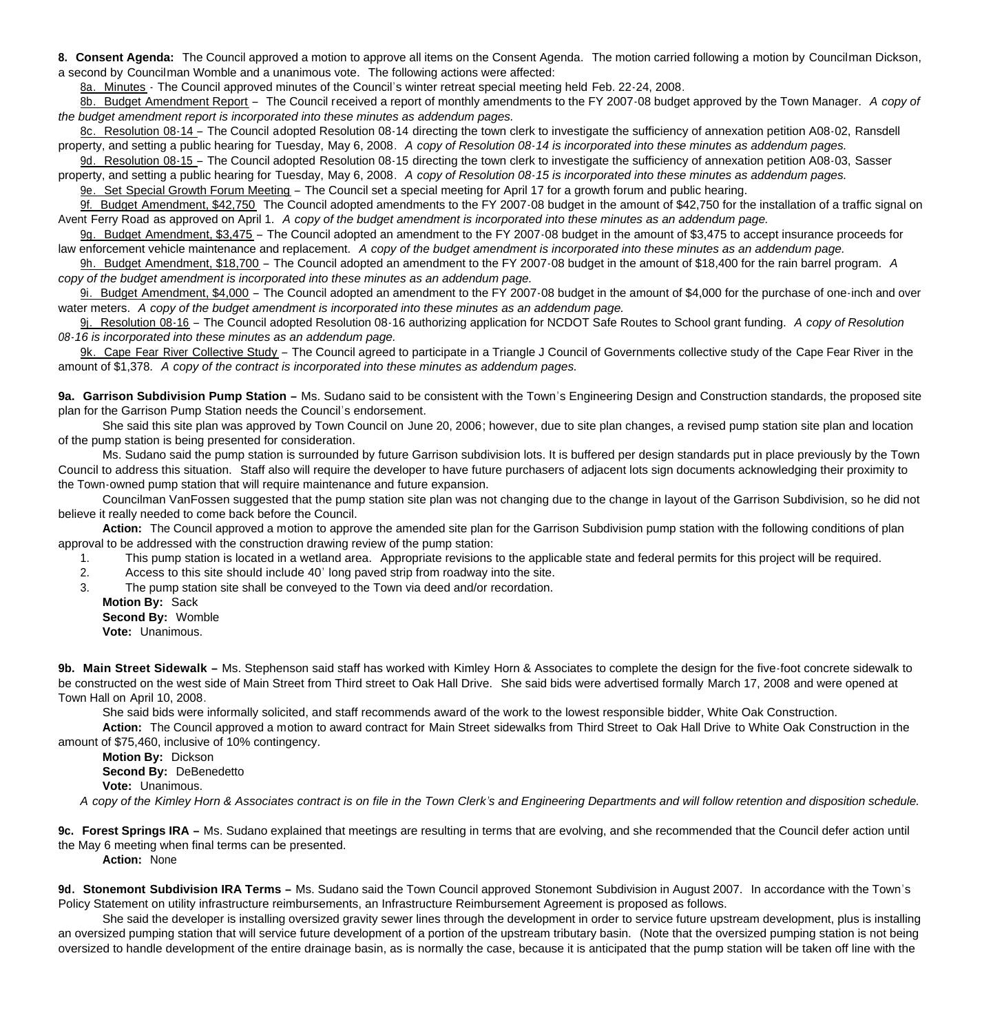**8. Consent Agenda:** The Council approved a motion to approve all items on the Consent Agenda. The motion carried following a motion by Councilman Dickson, a second by Councilman Womble and a unanimous vote. The following actions were affected:

8a. Minutes - The Council approved minutes of the Council's winter retreat special meeting held Feb. 22-24, 2008.

8b. Budget Amendment Report – The Council received a report of monthly amendments to the FY 2007-08 budget approved by the Town Manager. *A copy of the budget amendment report is incorporated into these minutes as addendum pages.*

8c. Resolution 08-14 – The Council adopted Resolution 08-14 directing the town clerk to investigate the sufficiency of annexation petition A08-02, Ransdell property, and setting a public hearing for Tuesday, May 6, 2008. *A copy of Resolution 08-14 is incorporated into these minutes as addendum pages.*

9d. Resolution 08-15 – The Council adopted Resolution 08-15 directing the town clerk to investigate the sufficiency of annexation petition A08-03, Sasser property, and setting a public hearing for Tuesday, May 6, 2008. *A copy of Resolution 08-15 is incorporated into these minutes as addendum pages.*

9e. Set Special Growth Forum Meeting – The Council set a special meeting for April 17 for a growth forum and public hearing.

9f. Budget Amendment, $42,750 The Council adopted amendments to the FY 2007-08 budget in the amount of $42,750 for the installation of a traffic signal on Avent Ferry Road as approved on April 1. *A copy of the budget amendment is incorporated into these minutes as an addendum page.*

9g. Budget Amendment, $3,475 – The Council adopted an amendment to the FY 2007-08 budget in the amount of $3,475 to accept insurance proceeds for law enforcement vehicle maintenance and replacement. *A copy of the budget amendment is incorporated into these minutes as an addendum page.*

9h. Budget Amendment, $18,700 – The Council adopted an amendment to the FY 2007-08 budget in the amount of $18,400 for the rain barrel program. *A copy of the budget amendment is incorporated into these minutes as an addendum page.*

9i. Budget Amendment, $4,000 – The Council adopted an amendment to the FY 2007-08 budget in the amount of $4,000 for the purchase of one-inch and over water meters. *A copy of the budget amendment is incorporated into these minutes as an addendum page.*

9j. Resolution 08-16 – The Council adopted Resolution 08-16 authorizing application for NCDOT Safe Routes to School grant funding. *A copy of Resolution 08-16 is incorporated into these minutes as an addendum page.*

9k. Cape Fear River Collective Study – The Council agreed to participate in a Triangle J Council of Governments collective study of the Cape Fear River in the amount of $1,378. *A copy of the contract is incorporated into these minutes as addendum pages.*

**9a. Garrison Subdivision Pump Station –** Ms. Sudano said to be consistent with the Town's Engineering Design and Construction standards, the proposed site plan for the Garrison Pump Station needs the Council's endorsement.

She said this site plan was approved by Town Council on June 20, 2006; however, due to site plan changes, a revised pump station site plan and location of the pump station is being presented for consideration.

Ms. Sudano said the pump station is surrounded by future Garrison subdivision lots. It is buffered per design standards put in place previously by the Town Council to address this situation. Staff also will require the developer to have future purchasers of adjacent lots sign documents acknowledging their proximity to the Town-owned pump station that will require maintenance and future expansion.

Councilman VanFossen suggested that the pump station site plan was not changing due to the change in layout of the Garrison Subdivision, so he did not believe it really needed to come back before the Council.

**Action:** The Council approved a motion to approve the amended site plan for the Garrison Subdivision pump station with the following conditions of plan approval to be addressed with the construction drawing review of the pump station:

1. This pump station is located in a wetland area. Appropriate revisions to the applicable state and federal permits for this project will be required.
2. Access to this site should include 40' long paved strip from roadway into the site.
3. The pump station site shall be conveyed to the Town via deed and/or recordation.

**Motion By:** Sack
**Second By:** Womble
**Vote:** Unanimous.

**9b. Main Street Sidewalk –** Ms. Stephenson said staff has worked with Kimley Horn & Associates to complete the design for the five-foot concrete sidewalk to be constructed on the west side of Main Street from Third street to Oak Hall Drive. She said bids were advertised formally March 17, 2008 and were opened at Town Hall on April 10, 2008.

She said bids were informally solicited, and staff recommends award of the work to the lowest responsible bidder, White Oak Construction.

**Action:** The Council approved a motion to award contract for Main Street sidewalks from Third Street to Oak Hall Drive to White Oak Construction in the amount of $75,460, inclusive of 10% contingency.

**Motion By:** Dickson
**Second By:** DeBenedetto
**Vote:** Unanimous.

*A copy of the Kimley Horn & Associates contract is on file in the Town Clerk's and Engineering Departments and will follow retention and disposition schedule.*

**9c. Forest Springs IRA –** Ms. Sudano explained that meetings are resulting in terms that are evolving, and she recommended that the Council defer action until the May 6 meeting when final terms can be presented.

**Action:** None

**9d. Stonemont Subdivision IRA Terms –** Ms. Sudano said the Town Council approved Stonemont Subdivision in August 2007. In accordance with the Town's Policy Statement on utility infrastructure reimbursements, an Infrastructure Reimbursement Agreement is proposed as follows.

She said the developer is installing oversized gravity sewer lines through the development in order to service future upstream development, plus is installing an oversized pumping station that will service future development of a portion of the upstream tributary basin. (Note that the oversized pumping station is not being oversized to handle development of the entire drainage basin, as is normally the case, because it is anticipated that the pump station will be taken off line with the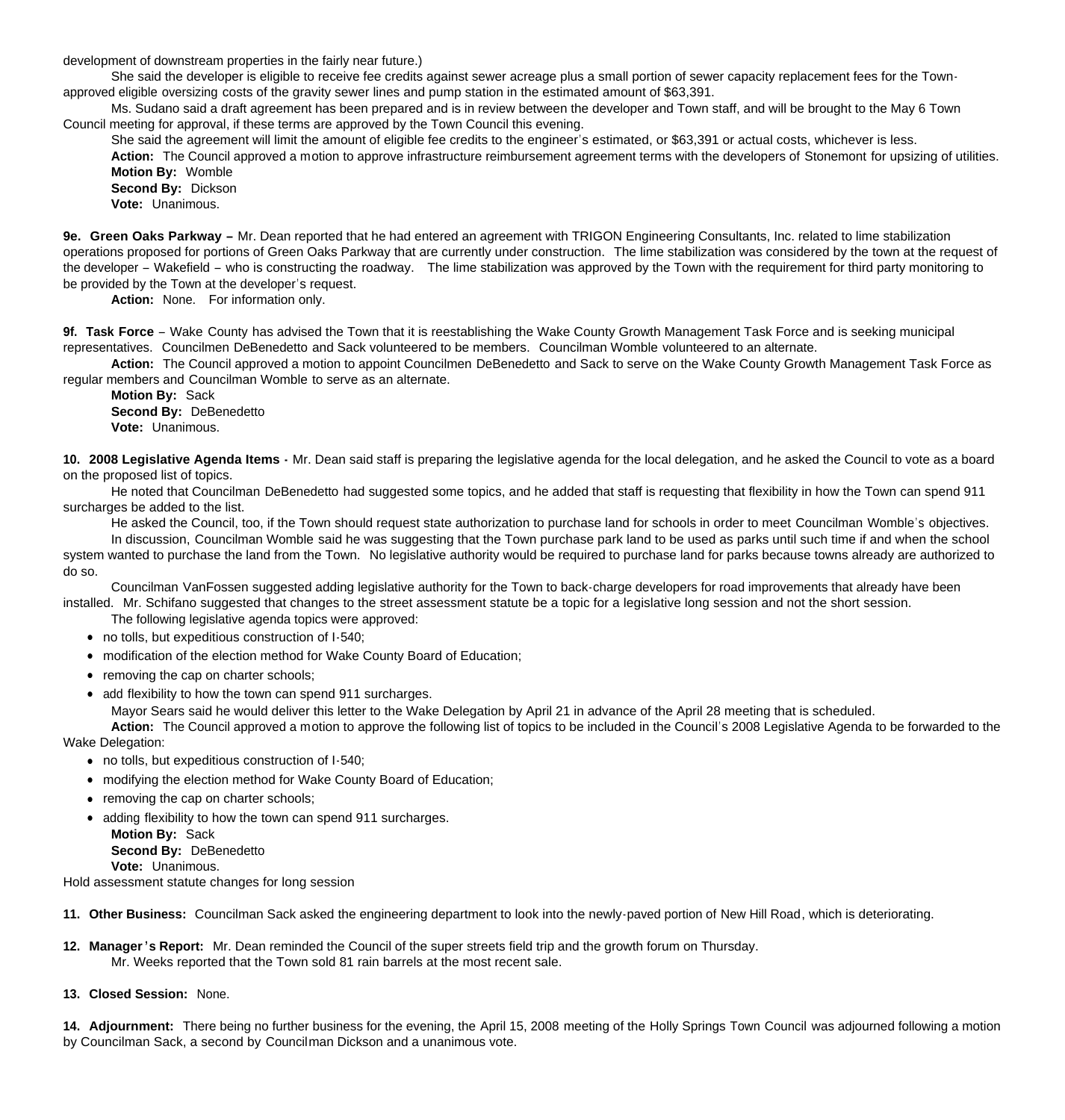development of downstream properties in the fairly near future.)

She said the developer is eligible to receive fee credits against sewer acreage plus a small portion of sewer capacity replacement fees for the Town-approved eligible oversizing costs of the gravity sewer lines and pump station in the estimated amount of $63,391.

Ms. Sudano said a draft agreement has been prepared and is in review between the developer and Town staff, and will be brought to the May 6 Town Council meeting for approval, if these terms are approved by the Town Council this evening.

She said the agreement will limit the amount of eligible fee credits to the engineer's estimated, or $63,391 or actual costs, whichever is less.

**Action:** The Council approved a motion to approve infrastructure reimbursement agreement terms with the developers of Stonemont for upsizing of utilities.
**Motion By:** Womble
**Second By:** Dickson
**Vote:** Unanimous.

**9e. Green Oaks Parkway –** Mr. Dean reported that he had entered an agreement with TRIGON Engineering Consultants, Inc. related to lime stabilization operations proposed for portions of Green Oaks Parkway that are currently under construction. The lime stabilization was considered by the town at the request of the developer – Wakefield – who is constructing the roadway. The lime stabilization was approved by the Town with the requirement for third party monitoring to be provided by the Town at the developer's request.

**Action:** None. For information only.

**9f. Task Force** – Wake County has advised the Town that it is reestablishing the Wake County Growth Management Task Force and is seeking municipal representatives. Councilmen DeBenedetto and Sack volunteered to be members. Councilman Womble volunteered to an alternate.

**Action:** The Council approved a motion to appoint Councilmen DeBenedetto and Sack to serve on the Wake County Growth Management Task Force as regular members and Councilman Womble to serve as an alternate.
**Motion By:** Sack
**Second By:** DeBenedetto
**Vote:** Unanimous.

**10. 2008 Legislative Agenda Items -** Mr. Dean said staff is preparing the legislative agenda for the local delegation, and he asked the Council to vote as a board on the proposed list of topics.

He noted that Councilman DeBenedetto had suggested some topics, and he added that staff is requesting that flexibility in how the Town can spend 911 surcharges be added to the list.

He asked the Council, too, if the Town should request state authorization to purchase land for schools in order to meet Councilman Womble's objectives.

In discussion, Councilman Womble said he was suggesting that the Town purchase park land to be used as parks until such time if and when the school system wanted to purchase the land from the Town. No legislative authority would be required to purchase land for parks because towns already are authorized to do so.

Councilman VanFossen suggested adding legislative authority for the Town to back-charge developers for road improvements that already have been installed. Mr. Schifano suggested that changes to the street assessment statute be a topic for a legislative long session and not the short session.

The following legislative agenda topics were approved:

- no tolls, but expeditious construction of I-540;
- modification of the election method for Wake County Board of Education;
- removing the cap on charter schools;
- add flexibility to how the town can spend 911 surcharges.

Mayor Sears said he would deliver this letter to the Wake Delegation by April 21 in advance of the April 28 meeting that is scheduled.

**Action:** The Council approved a motion to approve the following list of topics to be included in the Council's 2008 Legislative Agenda to be forwarded to the Wake Delegation:

- no tolls, but expeditious construction of I-540;
- modifying the election method for Wake County Board of Education;
- removing the cap on charter schools;
- adding flexibility to how the town can spend 911 surcharges.

**Motion By:** Sack
**Second By:** DeBenedetto
**Vote:** Unanimous.

Hold assessment statute changes for long session

**11. Other Business:** Councilman Sack asked the engineering department to look into the newly-paved portion of New Hill Road, which is deteriorating.

**12. Manager's Report:** Mr. Dean reminded the Council of the super streets field trip and the growth forum on Thursday.

Mr. Weeks reported that the Town sold 81 rain barrels at the most recent sale.

**13. Closed Session:** None.

**14. Adjournment:** There being no further business for the evening, the April 15, 2008 meeting of the Holly Springs Town Council was adjourned following a motion by Councilman Sack, a second by Councilman Dickson and a unanimous vote.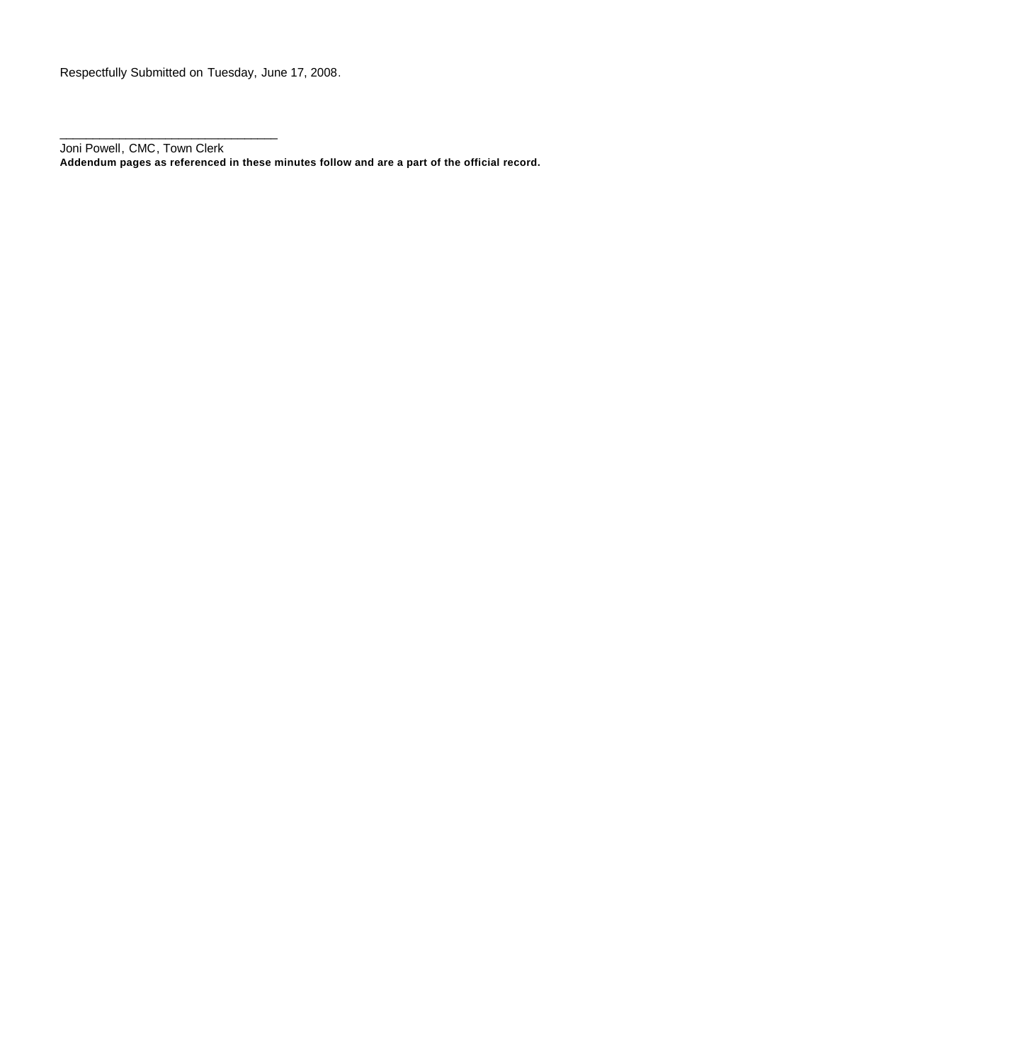Respectfully Submitted on Tuesday, June 17, 2008.

______________________________

Joni Powell, CMC, Town Clerk

**Addendum pages as referenced in these minutes follow and are a part of the official record.**